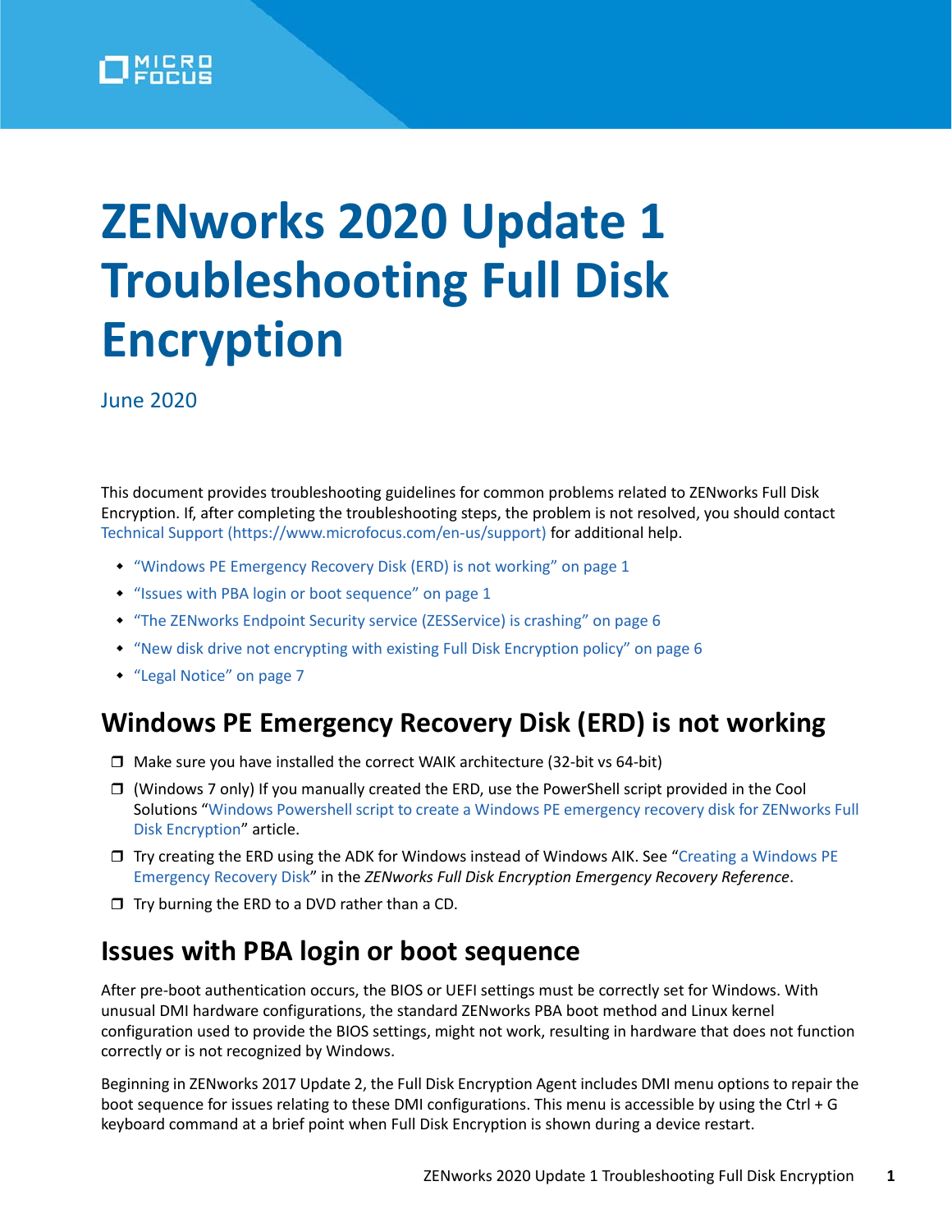# ZENworks 2020 Update 1 Troubleshooting Full Disk Encryption

June 2020

This document provides troubleshooting guidelines for common problems related to ZENworks Full Disk Encryption. If, after completing the troubleshooting steps, the problem is not resolved, you should contact Technical Support (https://www.microfocus.com/en-us/support) for additional help.

- "Windows PE Emergency Recovery Disk (ERD) is not working" on page 1
- "Issues with PBA login or boot sequence" on page 1
- "The ZENworks Endpoint Security service (ZESService) is crashing" on page 6
- "New disk drive not encrypting with existing Full Disk Encryption policy" on page 6
- "Legal Notice" on page 7

## Windows PE Emergency Recovery Disk (ERD) is not working

- ❒ Make sure you have installed the correct WAIK architecture (32-bit vs 64-bit)
- ❒ (Windows 7 only) If you manually created the ERD, use the PowerShell script provided in the Cool Solutions "Windows Powershell script to create a Windows PE emergency recovery disk for ZENworks Full Disk Encryption" article.
- ❒ Try creating the ERD using the ADK for Windows instead of Windows AIK. See "Creating a Windows PE Emergency Recovery Disk" in the *ZENworks Full Disk Encryption Emergency Recovery Reference*.
- ❒ Try burning the ERD to a DVD rather than a CD.

## Issues with PBA login or boot sequence

After pre-boot authentication occurs, the BIOS or UEFI settings must be correctly set for Windows. With unusual DMI hardware configurations, the standard ZENworks PBA boot method and Linux kernel configuration used to provide the BIOS settings, might not work, resulting in hardware that does not function correctly or is not recognized by Windows.

Beginning in ZENworks 2017 Update 2, the Full Disk Encryption Agent includes DMI menu options to repair the boot sequence for issues relating to these DMI configurations. This menu is accessible by using the Ctrl + G keyboard command at a brief point when Full Disk Encryption is shown during a device restart.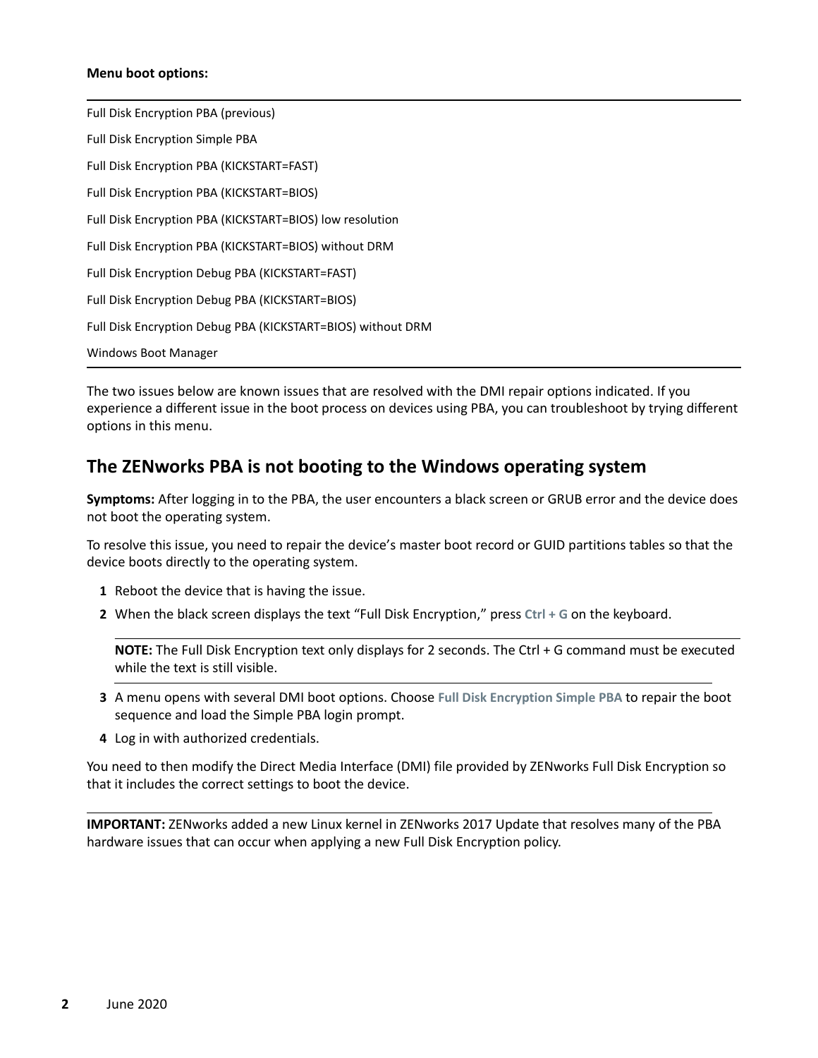**Menu boot options:**

| Full Disk Encryption PBA (previous) |
| --- |
| Full Disk Encryption Simple PBA |
| Full Disk Encryption PBA (KICKSTART=FAST) |
| Full Disk Encryption PBA (KICKSTART=BIOS) |
| Full Disk Encryption PBA (KICKSTART=BIOS) low resolution |
| Full Disk Encryption PBA (KICKSTART=BIOS) without DRM |
| Full Disk Encryption Debug PBA (KICKSTART=FAST) |
| Full Disk Encryption Debug PBA (KICKSTART=BIOS) |
| Full Disk Encryption Debug PBA (KICKSTART=BIOS) without DRM |
| Windows Boot Manager |

The two issues below are known issues that are resolved with the DMI repair options indicated. If you experience a different issue in the boot process on devices using PBA, you can troubleshoot by trying different options in this menu.

## The ZENworks PBA is not booting to the Windows operating system

**Symptoms:** After logging in to the PBA, the user encounters a black screen or GRUB error and the device does not boot the operating system.

To resolve this issue, you need to repair the device's master boot record or GUID partitions tables so that the device boots directly to the operating system.

1. Reboot the device that is having the issue.
2. When the black screen displays the text "Full Disk Encryption," press **Ctrl + G** on the keyboard.

   **NOTE:** The Full Disk Encryption text only displays for 2 seconds. The Ctrl + G command must be executed while the text is still visible.

3. A menu opens with several DMI boot options. Choose **Full Disk Encryption Simple PBA** to repair the boot sequence and load the Simple PBA login prompt.
4. Log in with authorized credentials.

You need to then modify the Direct Media Interface (DMI) file provided by ZENworks Full Disk Encryption so that it includes the correct settings to boot the device.

**IMPORTANT:** ZENworks added a new Linux kernel in ZENworks 2017 Update that resolves many of the PBA hardware issues that can occur when applying a new Full Disk Encryption policy.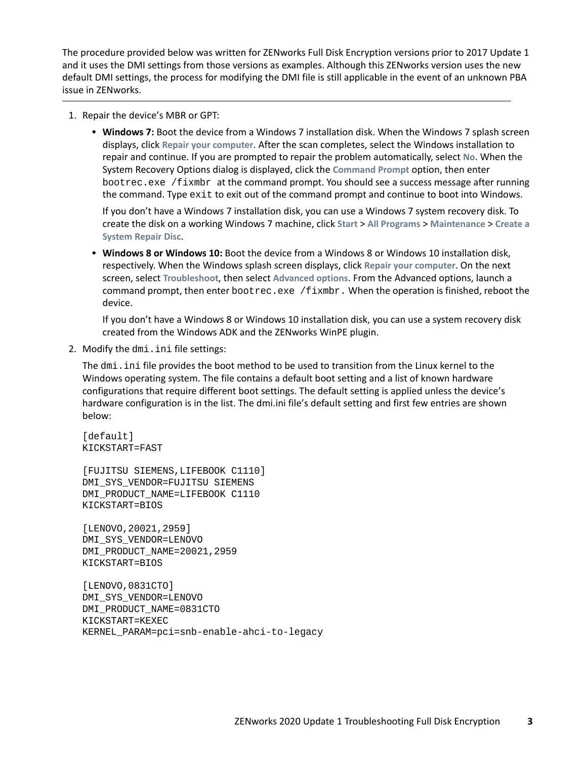The procedure provided below was written for ZENworks Full Disk Encryption versions prior to 2017 Update 1 and it uses the DMI settings from those versions as examples. Although this ZENworks version uses the new default DMI settings, the process for modifying the DMI file is still applicable in the event of an unknown PBA issue in ZENworks.

---

1. Repair the device's MBR or GPT:

   - **Windows 7:** Boot the device from a Windows 7 installation disk. When the Windows 7 splash screen displays, click **Repair your computer**. After the scan completes, select the Windows installation to repair and continue. If you are prompted to repair the problem automatically, select **No**. When the System Recovery Options dialog is displayed, click the **Command Prompt** option, then enter `bootrec.exe /fixmbr` at the command prompt. You should see a success message after running the command. Type `exit` to exit out of the command prompt and continue to boot into Windows.

     If you don't have a Windows 7 installation disk, you can use a Windows 7 system recovery disk. To create the disk on a working Windows 7 machine, click **Start** > **All Programs** > **Maintenance** > **Create a System Repair Disc**.

   - **Windows 8 or Windows 10:** Boot the device from a Windows 8 or Windows 10 installation disk, respectively. When the Windows splash screen displays, click **Repair your computer**. On the next screen, select **Troubleshoot**, then select **Advanced options**. From the Advanced options, launch a command prompt, then enter `bootrec.exe /fixmbr`. When the operation is finished, reboot the device.

     If you don't have a Windows 8 or Windows 10 installation disk, you can use a system recovery disk created from the Windows ADK and the ZENworks WinPE plugin.

2. Modify the `dmi.ini` file settings:

   The `dmi.ini` file provides the boot method to be used to transition from the Linux kernel to the Windows operating system. The file contains a default boot setting and a list of known hardware configurations that require different boot settings. The default setting is applied unless the device's hardware configuration is in the list. The dmi.ini file's default setting and first few entries are shown below:

   ```
   [default]
   KICKSTART=FAST

   [FUJITSU SIEMENS,LIFEBOOK C1110]
   DMI_SYS_VENDOR=FUJITSU SIEMENS
   DMI_PRODUCT_NAME=LIFEBOOK C1110
   KICKSTART=BIOS

   [LENOVO,20021,2959]
   DMI_SYS_VENDOR=LENOVO
   DMI_PRODUCT_NAME=20021,2959
   KICKSTART=BIOS

   [LENOVO,0831CTO]
   DMI_SYS_VENDOR=LENOVO
   DMI_PRODUCT_NAME=0831CTO
   KICKSTART=KEXEC
   KERNEL_PARAM=pci=snb-enable-ahci-to-legacy
   ```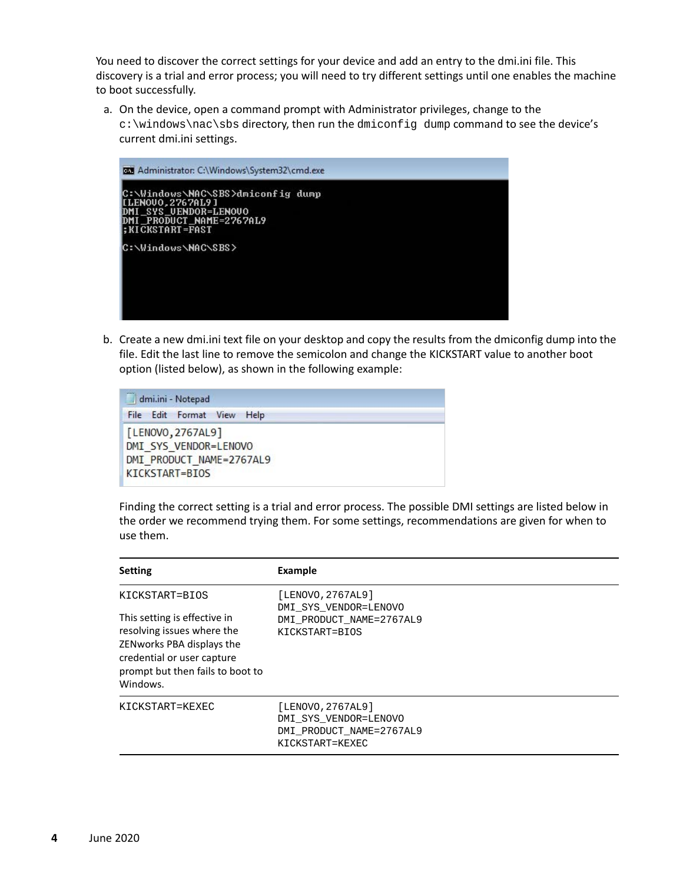You need to discover the correct settings for your device and add an entry to the dmi.ini file. This discovery is a trial and error process; you will need to try different settings until one enables the machine to boot successfully.

a. On the device, open a command prompt with Administrator privileges, change to the `c:\windows\nac\sbs` directory, then run the `dmiconfig dump` command to see the device's current dmi.ini settings.

```
Administrator: C:\Windows\System32\cmd.exe

C:\Windows\NAC\SBS>dmiconfig dump
[LENOVO,2767AL9]
DMI_SYS_VENDOR=LENOVO
DMI_PRODUCT_NAME=2767AL9
;KICKSTART=FAST

C:\Windows\NAC\SBS>
```

b. Create a new dmi.ini text file on your desktop and copy the results from the dmiconfig dump into the file. Edit the last line to remove the semicolon and change the KICKSTART value to another boot option (listed below), as shown in the following example:

```
dmi.ini - Notepad
File  Edit  Format  View  Help
[LENOVO,2767AL9]
DMI_SYS_VENDOR=LENOVO
DMI_PRODUCT_NAME=2767AL9
KICKSTART=BIOS
```

Finding the correct setting is a trial and error process. The possible DMI settings are listed below in the order we recommend trying them. For some settings, recommendations are given for when to use them.

| Setting | Example |
|---|---|
| KICKSTART=BIOS<br><br>This setting is effective in resolving issues where the ZENworks PBA displays the credential or user capture prompt but then fails to boot to Windows. | [LENOVO,2767AL9]<br>DMI_SYS_VENDOR=LENOVO<br>DMI_PRODUCT_NAME=2767AL9<br>KICKSTART=BIOS |
| KICKSTART=KEXEC | [LENOVO,2767AL9]<br>DMI_SYS_VENDOR=LENOVO<br>DMI_PRODUCT_NAME=2767AL9<br>KICKSTART=KEXEC |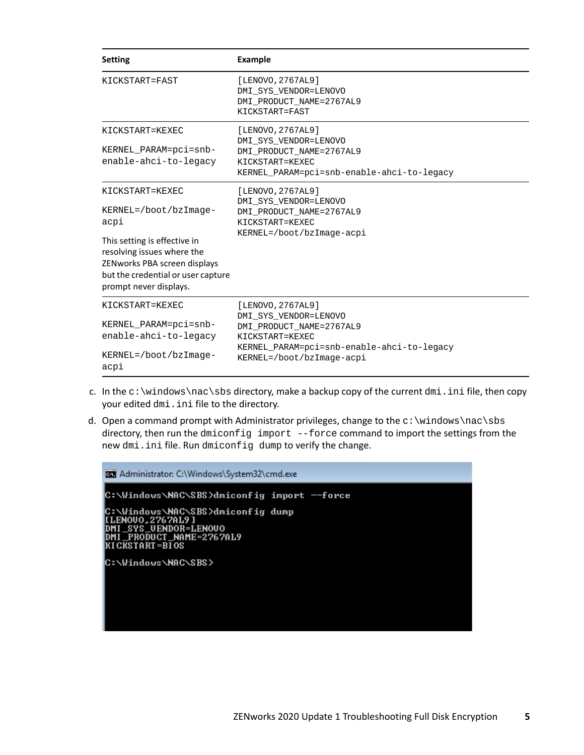| Setting | Example |
|---|---|
| `KICKSTART=FAST` | `[LENOVO,2767AL9]`<br>`DMI_SYS_VENDOR=LENOVO`<br>`DMI_PRODUCT_NAME=2767AL9`<br>`KICKSTART=FAST` |
| `KICKSTART=KEXEC`<br><br>`KERNEL_PARAM=pci=snb-enable-ahci-to-legacy` | `[LENOVO,2767AL9]`<br>`DMI_SYS_VENDOR=LENOVO`<br>`DMI_PRODUCT_NAME=2767AL9`<br>`KICKSTART=KEXEC`<br>`KERNEL_PARAM=pci=snb-enable-ahci-to-legacy` |
| `KICKSTART=KEXEC`<br><br>`KERNEL=/boot/bzImage-acpi`<br><br>This setting is effective in resolving issues where the ZENworks PBA screen displays but the credential or user capture prompt never displays. | `[LENOVO,2767AL9]`<br>`DMI_SYS_VENDOR=LENOVO`<br>`DMI_PRODUCT_NAME=2767AL9`<br>`KICKSTART=KEXEC`<br>`KERNEL=/boot/bzImage-acpi` |
| `KICKSTART=KEXEC`<br><br>`KERNEL_PARAM=pci=snb-enable-ahci-to-legacy`<br><br>`KERNEL=/boot/bzImage-acpi` | `[LENOVO,2767AL9]`<br>`DMI_SYS_VENDOR=LENOVO`<br>`DMI_PRODUCT_NAME=2767AL9`<br>`KICKSTART=KEXEC`<br>`KERNEL_PARAM=pci=snb-enable-ahci-to-legacy`<br>`KERNEL=/boot/bzImage-acpi` |

c. In the `c:\windows\nac\sbs` directory, make a backup copy of the current `dmi.ini` file, then copy your edited `dmi.ini` file to the directory.

d. Open a command prompt with Administrator privileges, change to the `c:\windows\nac\sbs` directory, then run the `dmiconfig import --force` command to import the settings from the new `dmi.ini` file. Run `dmiconfig dump` to verify the change.

```
Administrator: C:\Windows\System32\cmd.exe

C:\Windows\NAC\SBS>dmiconfig import --force

C:\Windows\NAC\SBS>dmiconfig dump
[LENOVO,2767AL9]
DMI_SYS_VENDOR=LENOVO
DMI_PRODUCT_NAME=2767AL9
KICKSTART=BIOS

C:\Windows\NAC\SBS>
```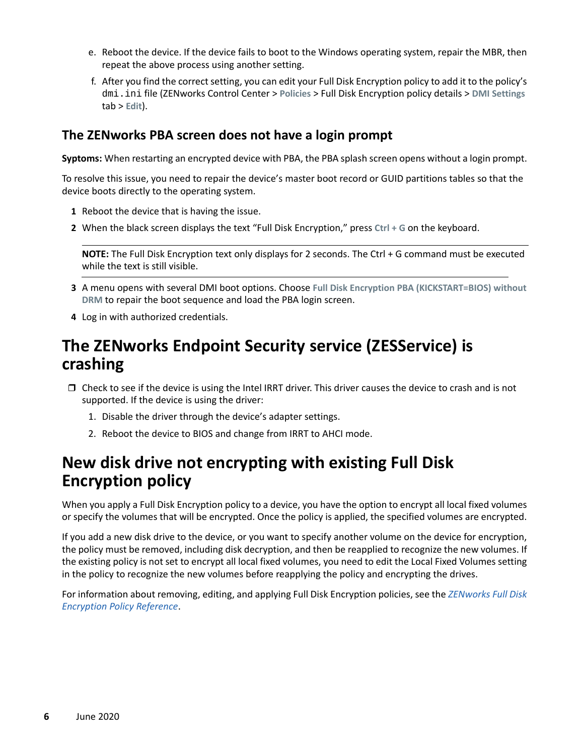e. Reboot the device. If the device fails to boot to the Windows operating system, repair the MBR, then repeat the above process using another setting.

f. After you find the correct setting, you can edit your Full Disk Encryption policy to add it to the policy's `dmi.ini` file (ZENworks Control Center > **Policies** > Full Disk Encryption policy details > **DMI Settings** tab > **Edit**).

### The ZENworks PBA screen does not have a login prompt

**Syptoms:** When restarting an encrypted device with PBA, the PBA splash screen opens without a login prompt.

To resolve this issue, you need to repair the device's master boot record or GUID partitions tables so that the device boots directly to the operating system.

1. Reboot the device that is having the issue.
2. When the black screen displays the text "Full Disk Encryption," press **Ctrl + G** on the keyboard.

   **NOTE:** The Full Disk Encryption text only displays for 2 seconds. The Ctrl + G command must be executed while the text is still visible.

3. A menu opens with several DMI boot options. Choose **Full Disk Encryption PBA (KICKSTART=BIOS) without DRM** to repair the boot sequence and load the PBA login screen.
4. Log in with authorized credentials.

## The ZENworks Endpoint Security service (ZESService) is crashing

- Check to see if the device is using the Intel IRRT driver. This driver causes the device to crash and is not supported. If the device is using the driver:
  1. Disable the driver through the device's adapter settings.
  2. Reboot the device to BIOS and change from IRRT to AHCI mode.

## New disk drive not encrypting with existing Full Disk Encryption policy

When you apply a Full Disk Encryption policy to a device, you have the option to encrypt all local fixed volumes or specify the volumes that will be encrypted. Once the policy is applied, the specified volumes are encrypted.

If you add a new disk drive to the device, or you want to specify another volume on the device for encryption, the policy must be removed, including disk decryption, and then be reapplied to recognize the new volumes. If the existing policy is not set to encrypt all local fixed volumes, you need to edit the Local Fixed Volumes setting in the policy to recognize the new volumes before reapplying the policy and encrypting the drives.

For information about removing, editing, and applying Full Disk Encryption policies, see the *ZENworks Full Disk Encryption Policy Reference*.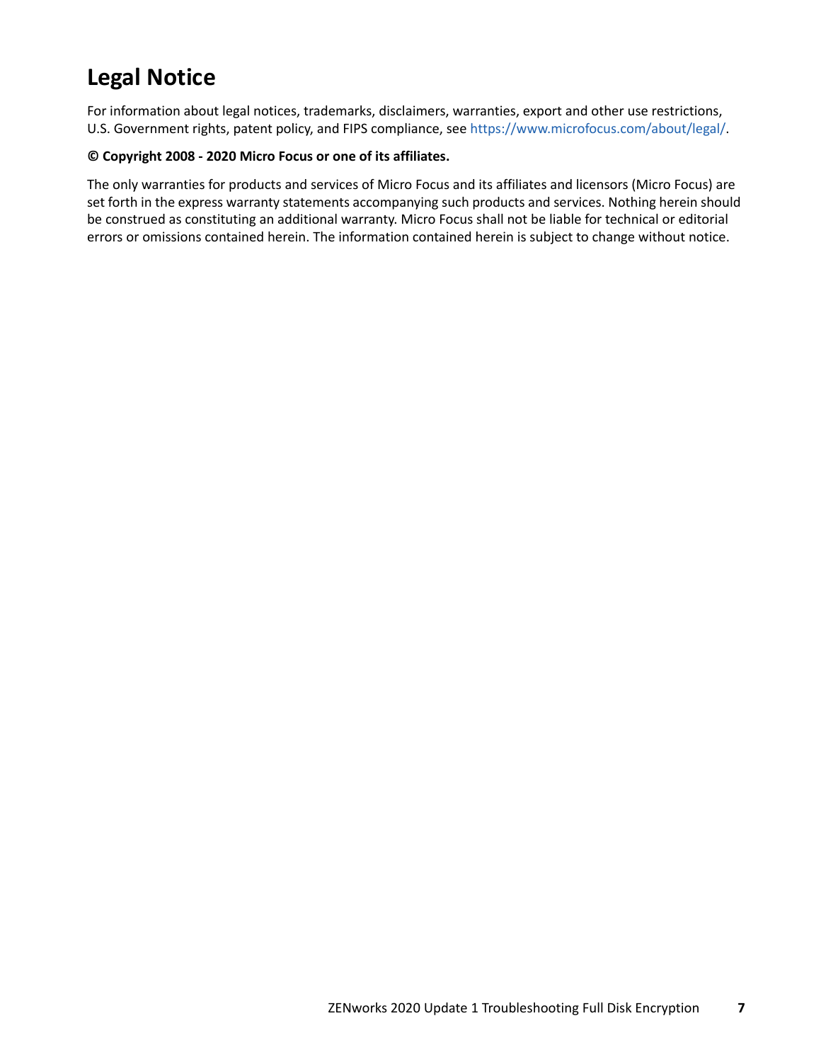# Legal Notice

For information about legal notices, trademarks, disclaimers, warranties, export and other use restrictions, U.S. Government rights, patent policy, and FIPS compliance, see https://www.microfocus.com/about/legal/.

**© Copyright 2008 - 2020 Micro Focus or one of its affiliates.**

The only warranties for products and services of Micro Focus and its affiliates and licensors (Micro Focus) are set forth in the express warranty statements accompanying such products and services. Nothing herein should be construed as constituting an additional warranty. Micro Focus shall not be liable for technical or editorial errors or omissions contained herein. The information contained herein is subject to change without notice.